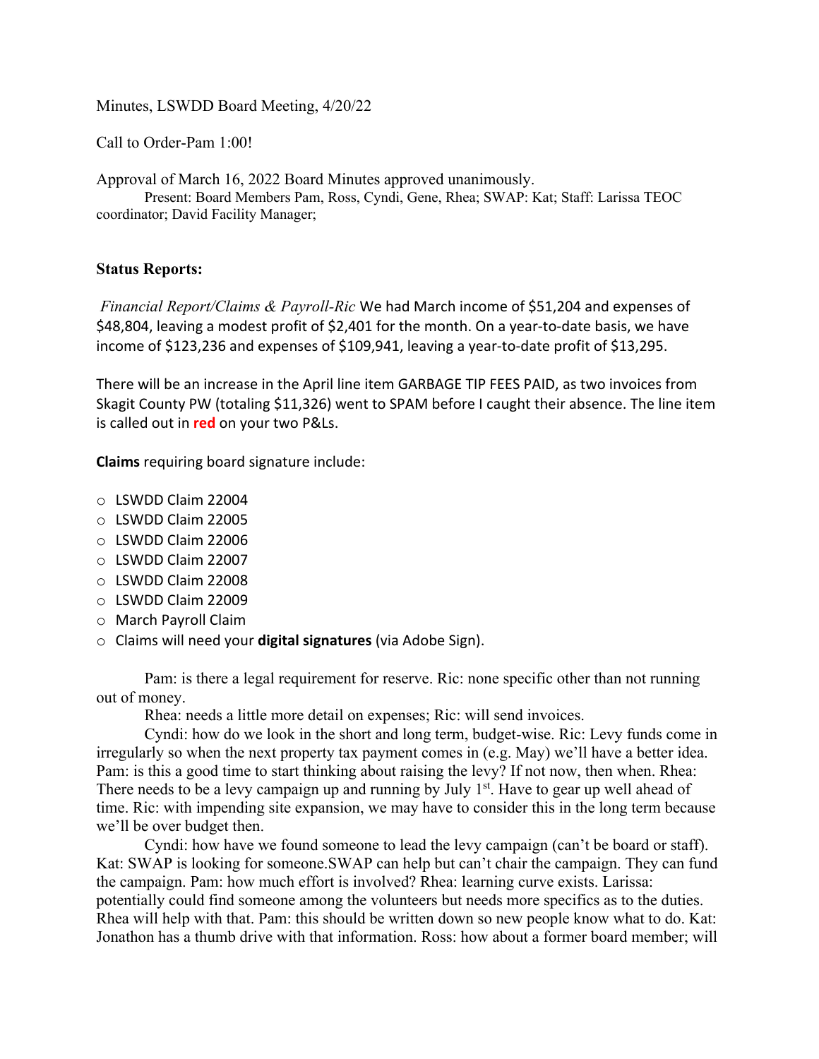Minutes, LSWDD Board Meeting, 4/20/22

Call to Order-Pam 1:00!

Approval of March 16, 2022 Board Minutes approved unanimously.

Present: Board Members Pam, Ross, Cyndi, Gene, Rhea; SWAP: Kat; Staff: Larissa TEOC coordinator; David Facility Manager;

**Status Reports:**

*Financial Report/Claims & Payroll-Ric* We had March income of $51,204 and expenses of $48,804, leaving a modest profit of $2,401 for the month. On a year-to-date basis, we have income of $123,236 and expenses of $109,941, leaving a year-to-date profit of $13,295.

There will be an increase in the April line item GARBAGE TIP FEES PAID, as two invoices from Skagit County PW (totaling $11,326) went to SPAM before I caught their absence. The line item is called out in **red** on your two P&Ls.

**Claims** requiring board signature include:

- LSWDD Claim 22004
- LSWDD Claim 22005
- LSWDD Claim 22006
- LSWDD Claim 22007
- LSWDD Claim 22008
- LSWDD Claim 22009
- March Payroll Claim
- Claims will need your **digital signatures** (via Adobe Sign).

Pam: is there a legal requirement for reserve. Ric: none specific other than not running out of money.

Rhea: needs a little more detail on expenses; Ric: will send invoices.

Cyndi: how do we look in the short and long term, budget-wise. Ric: Levy funds come in irregularly so when the next property tax payment comes in (e.g. May) we'll have a better idea. Pam: is this a good time to start thinking about raising the levy? If not now, then when. Rhea: There needs to be a levy campaign up and running by July 1st. Have to gear up well ahead of time. Ric: with impending site expansion, we may have to consider this in the long term because we'll be over budget then.

Cyndi: how have we found someone to lead the levy campaign (can't be board or staff). Kat: SWAP is looking for someone.SWAP can help but can't chair the campaign. They can fund the campaign. Pam: how much effort is involved? Rhea: learning curve exists. Larissa: potentially could find someone among the volunteers but needs more specifics as to the duties. Rhea will help with that. Pam: this should be written down so new people know what to do. Kat: Jonathon has a thumb drive with that information. Ross: how about a former board member; will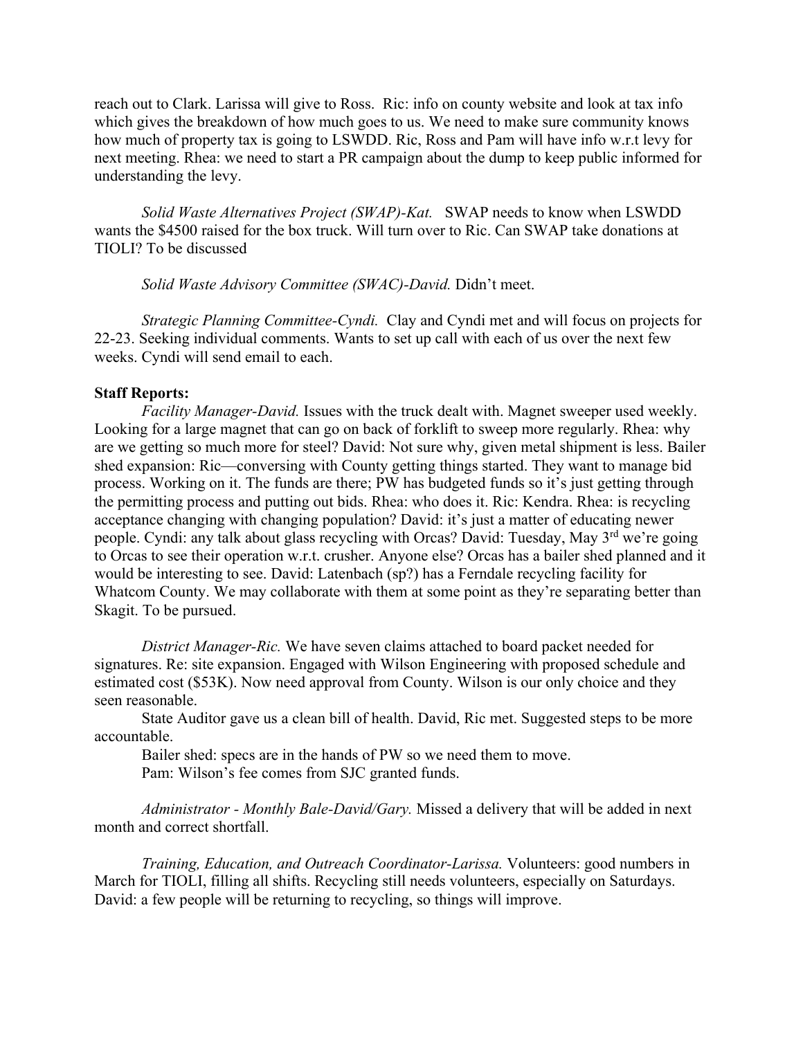reach out to Clark. Larissa will give to Ross. Ric: info on county website and look at tax info which gives the breakdown of how much goes to us. We need to make sure community knows how much of property tax is going to LSWDD. Ric, Ross and Pam will have info w.r.t levy for next meeting. Rhea: we need to start a PR campaign about the dump to keep public informed for understanding the levy.

*Solid Waste Alternatives Project (SWAP)-Kat.* SWAP needs to know when LSWDD wants the $4500 raised for the box truck. Will turn over to Ric. Can SWAP take donations at TIOLI? To be discussed

*Solid Waste Advisory Committee (SWAC)-David.* Didn't meet.

*Strategic Planning Committee-Cyndi.* Clay and Cyndi met and will focus on projects for 22-23. Seeking individual comments. Wants to set up call with each of us over the next few weeks. Cyndi will send email to each.

**Staff Reports:**

*Facility Manager-David.* Issues with the truck dealt with. Magnet sweeper used weekly. Looking for a large magnet that can go on back of forklift to sweep more regularly. Rhea: why are we getting so much more for steel? David: Not sure why, given metal shipment is less. Bailer shed expansion: Ric—conversing with County getting things started. They want to manage bid process. Working on it. The funds are there; PW has budgeted funds so it's just getting through the permitting process and putting out bids. Rhea: who does it. Ric: Kendra. Rhea: is recycling acceptance changing with changing population? David: it's just a matter of educating newer people. Cyndi: any talk about glass recycling with Orcas? David: Tuesday, May 3rd we're going to Orcas to see their operation w.r.t. crusher. Anyone else? Orcas has a bailer shed planned and it would be interesting to see. David: Latenbach (sp?) has a Ferndale recycling facility for Whatcom County. We may collaborate with them at some point as they're separating better than Skagit. To be pursued.

*District Manager-Ric.* We have seven claims attached to board packet needed for signatures. Re: site expansion. Engaged with Wilson Engineering with proposed schedule and estimated cost ($53K). Now need approval from County. Wilson is our only choice and they seen reasonable.

State Auditor gave us a clean bill of health. David, Ric met. Suggested steps to be more accountable.

Bailer shed: specs are in the hands of PW so we need them to move.

Pam: Wilson's fee comes from SJC granted funds.

*Administrator - Monthly Bale-David/Gary.* Missed a delivery that will be added in next month and correct shortfall.

*Training, Education, and Outreach Coordinator-Larissa.* Volunteers: good numbers in March for TIOLI, filling all shifts. Recycling still needs volunteers, especially on Saturdays. David: a few people will be returning to recycling, so things will improve.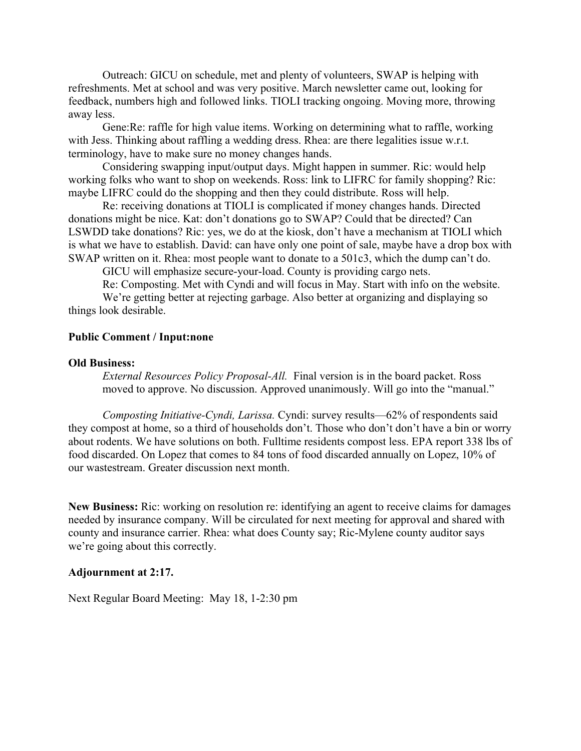Outreach: GICU on schedule, met and plenty of volunteers, SWAP is helping with refreshments. Met at school and was very positive. March newsletter came out, looking for feedback, numbers high and followed links. TIOLI tracking ongoing. Moving more, throwing away less.

Gene:Re: raffle for high value items. Working on determining what to raffle, working with Jess. Thinking about raffling a wedding dress. Rhea: are there legalities issue w.r.t. terminology, have to make sure no money changes hands.

Considering swapping input/output days. Might happen in summer. Ric: would help working folks who want to shop on weekends. Ross: link to LIFRC for family shopping? Ric: maybe LIFRC could do the shopping and then they could distribute. Ross will help.

Re: receiving donations at TIOLI is complicated if money changes hands. Directed donations might be nice. Kat: don't donations go to SWAP? Could that be directed? Can LSWDD take donations? Ric: yes, we do at the kiosk, don't have a mechanism at TIOLI which is what we have to establish. David: can have only one point of sale, maybe have a drop box with SWAP written on it. Rhea: most people want to donate to a 501c3, which the dump can't do.

GICU will emphasize secure-your-load. County is providing cargo nets.

Re: Composting. Met with Cyndi and will focus in May. Start with info on the website.

We're getting better at rejecting garbage. Also better at organizing and displaying so things look desirable.

**Public Comment / Input:none**

**Old Business:**

*External Resources Policy Proposal-All.* Final version is in the board packet. Ross moved to approve. No discussion. Approved unanimously. Will go into the "manual."

*Composting Initiative-Cyndi, Larissa.* Cyndi: survey results—62% of respondents said they compost at home, so a third of households don't. Those who don't don't have a bin or worry about rodents. We have solutions on both. Fulltime residents compost less. EPA report 338 lbs of food discarded. On Lopez that comes to 84 tons of food discarded annually on Lopez, 10% of our wastestream. Greater discussion next month.

**New Business:** Ric: working on resolution re: identifying an agent to receive claims for damages needed by insurance company. Will be circulated for next meeting for approval and shared with county and insurance carrier. Rhea: what does County say; Ric-Mylene county auditor says we're going about this correctly.

**Adjournment at 2:17.**

Next Regular Board Meeting: May 18, 1-2:30 pm